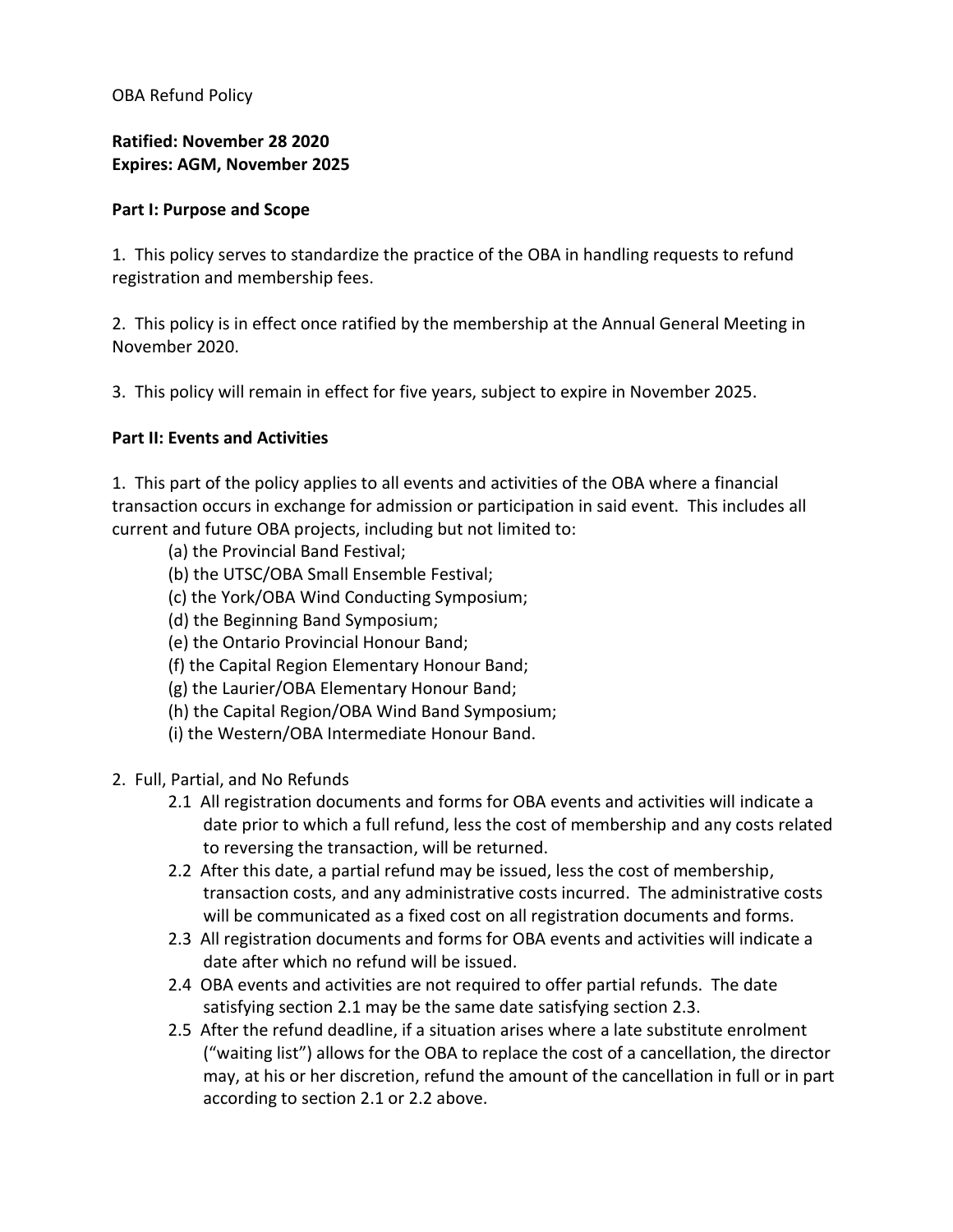OBA Refund Policy

**Ratified: November 28 2020**
**Expires: AGM, November 2025**

**Part I: Purpose and Scope**

1. This policy serves to standardize the practice of the OBA in handling requests to refund registration and membership fees.

2. This policy is in effect once ratified by the membership at the Annual General Meeting in November 2020.

3. This policy will remain in effect for five years, subject to expire in November 2025.

**Part II: Events and Activities**

1. This part of the policy applies to all events and activities of the OBA where a financial transaction occurs in exchange for admission or participation in said event. This includes all current and future OBA projects, including but not limited to:
   - (a) the Provincial Band Festival;
   - (b) the UTSC/OBA Small Ensemble Festival;
   - (c) the York/OBA Wind Conducting Symposium;
   - (d) the Beginning Band Symposium;
   - (e) the Ontario Provincial Honour Band;
   - (f) the Capital Region Elementary Honour Band;
   - (g) the Laurier/OBA Elementary Honour Band;
   - (h) the Capital Region/OBA Wind Band Symposium;
   - (i) the Western/OBA Intermediate Honour Band.

2. Full, Partial, and No Refunds
   - 2.1 All registration documents and forms for OBA events and activities will indicate a date prior to which a full refund, less the cost of membership and any costs related to reversing the transaction, will be returned.
   - 2.2 After this date, a partial refund may be issued, less the cost of membership, transaction costs, and any administrative costs incurred. The administrative costs will be communicated as a fixed cost on all registration documents and forms.
   - 2.3 All registration documents and forms for OBA events and activities will indicate a date after which no refund will be issued.
   - 2.4 OBA events and activities are not required to offer partial refunds. The date satisfying section 2.1 may be the same date satisfying section 2.3.
   - 2.5 After the refund deadline, if a situation arises where a late substitute enrolment ("waiting list") allows for the OBA to replace the cost of a cancellation, the director may, at his or her discretion, refund the amount of the cancellation in full or in part according to section 2.1 or 2.2 above.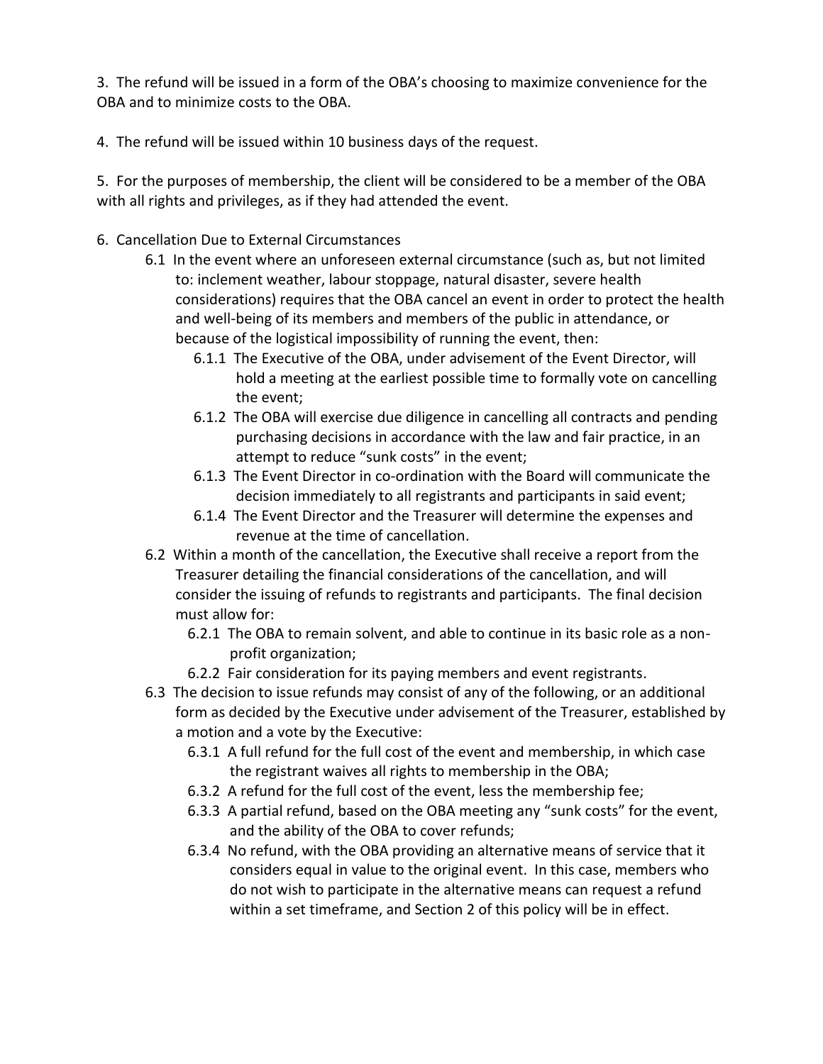3. The refund will be issued in a form of the OBA's choosing to maximize convenience for the OBA and to minimize costs to the OBA.

4. The refund will be issued within 10 business days of the request.

5. For the purposes of membership, the client will be considered to be a member of the OBA with all rights and privileges, as if they had attended the event.

6. Cancellation Due to External Circumstances
   - 6.1 In the event where an unforeseen external circumstance (such as, but not limited to: inclement weather, labour stoppage, natural disaster, severe health considerations) requires that the OBA cancel an event in order to protect the health and well-being of its members and members of the public in attendance, or because of the logistical impossibility of running the event, then:
     - 6.1.1 The Executive of the OBA, under advisement of the Event Director, will hold a meeting at the earliest possible time to formally vote on cancelling the event;
     - 6.1.2 The OBA will exercise due diligence in cancelling all contracts and pending purchasing decisions in accordance with the law and fair practice, in an attempt to reduce "sunk costs" in the event;
     - 6.1.3 The Event Director in co-ordination with the Board will communicate the decision immediately to all registrants and participants in said event;
     - 6.1.4 The Event Director and the Treasurer will determine the expenses and revenue at the time of cancellation.
   - 6.2 Within a month of the cancellation, the Executive shall receive a report from the Treasurer detailing the financial considerations of the cancellation, and will consider the issuing of refunds to registrants and participants. The final decision must allow for:
     - 6.2.1 The OBA to remain solvent, and able to continue in its basic role as a non-profit organization;
     - 6.2.2 Fair consideration for its paying members and event registrants.
   - 6.3 The decision to issue refunds may consist of any of the following, or an additional form as decided by the Executive under advisement of the Treasurer, established by a motion and a vote by the Executive:
     - 6.3.1 A full refund for the full cost of the event and membership, in which case the registrant waives all rights to membership in the OBA;
     - 6.3.2 A refund for the full cost of the event, less the membership fee;
     - 6.3.3 A partial refund, based on the OBA meeting any "sunk costs" for the event, and the ability of the OBA to cover refunds;
     - 6.3.4 No refund, with the OBA providing an alternative means of service that it considers equal in value to the original event. In this case, members who do not wish to participate in the alternative means can request a refund within a set timeframe, and Section 2 of this policy will be in effect.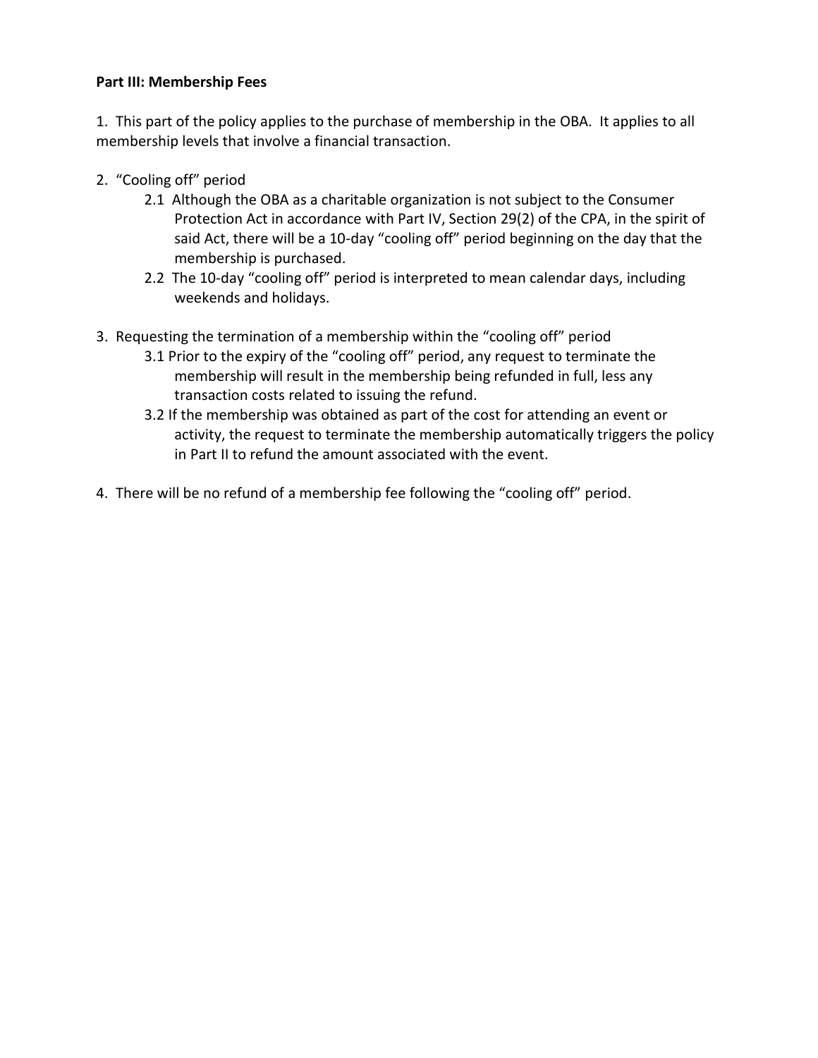**Part III: Membership Fees**

1. This part of the policy applies to the purchase of membership in the OBA. It applies to all membership levels that involve a financial transaction.

2. "Cooling off" period
   - 2.1 Although the OBA as a charitable organization is not subject to the Consumer Protection Act in accordance with Part IV, Section 29(2) of the CPA, in the spirit of said Act, there will be a 10-day "cooling off" period beginning on the day that the membership is purchased.
   - 2.2 The 10-day "cooling off" period is interpreted to mean calendar days, including weekends and holidays.

3. Requesting the termination of a membership within the "cooling off" period
   - 3.1 Prior to the expiry of the "cooling off" period, any request to terminate the membership will result in the membership being refunded in full, less any transaction costs related to issuing the refund.
   - 3.2 If the membership was obtained as part of the cost for attending an event or activity, the request to terminate the membership automatically triggers the policy in Part II to refund the amount associated with the event.

4. There will be no refund of a membership fee following the "cooling off" period.